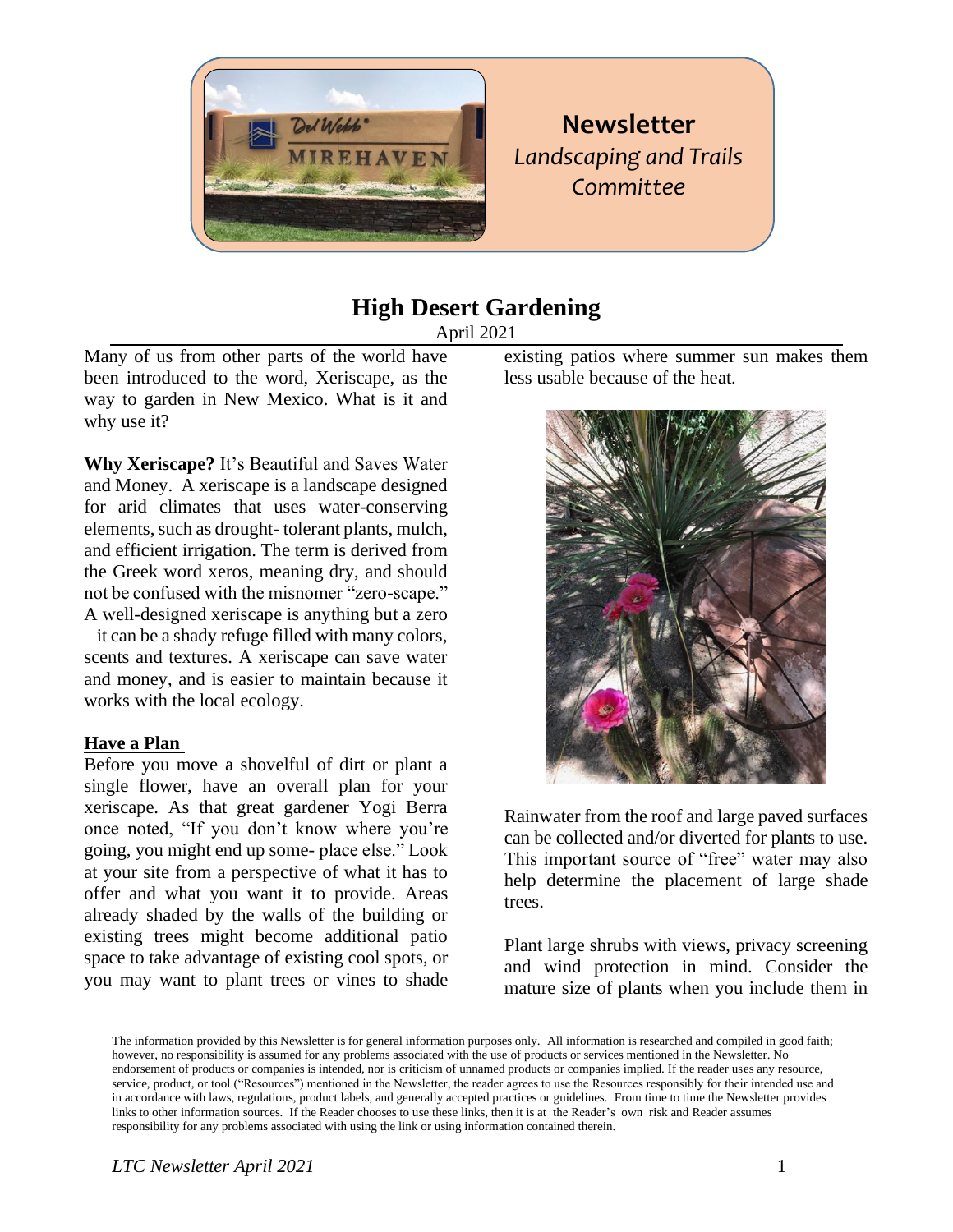# Newsletter

*Landscaping and Trails Committee*

## High Desert Gardening

April 2021

Many of us from other parts of the world have been introduced to the word, Xeriscape, as the way to garden in New Mexico. What is it and why use it?

**Why Xeriscape?** It's Beautiful and Saves Water and Money. A xeriscape is a landscape designed for arid climates that uses water-conserving elements, such as drought- tolerant plants, mulch, and efficient irrigation. The term is derived from the Greek word xeros, meaning dry, and should not be confused with the misnomer "zero-scape." A well-designed xeriscape is anything but a zero – it can be a shady refuge filled with many colors, scents and textures. A xeriscape can save water and money, and is easier to maintain because it works with the local ecology.

### Have a Plan

Before you move a shovelful of dirt or plant a single flower, have an overall plan for your xeriscape. As that great gardener Yogi Berra once noted, "If you don't know where you're going, you might end up some- place else." Look at your site from a perspective of what it has to offer and what you want it to provide. Areas already shaded by the walls of the building or existing trees might become additional patio space to take advantage of existing cool spots, or you may want to plant trees or vines to shade existing patios where summer sun makes them less usable because of the heat.

Rainwater from the roof and large paved surfaces can be collected and/or diverted for plants to use. This important source of "free" water may also help determine the placement of large shade trees.

Plant large shrubs with views, privacy screening and wind protection in mind. Consider the mature size of plants when you include them in

The information provided by this Newsletter is for general information purposes only. All information is researched and compiled in good faith; however, no responsibility is assumed for any problems associated with the use of products or services mentioned in the Newsletter. No endorsement of products or companies is intended, nor is criticism of unnamed products or companies implied. If the reader uses any resource, service, product, or tool ("Resources") mentioned in the Newsletter, the reader agrees to use the Resources responsibly for their intended use and in accordance with laws, regulations, product labels, and generally accepted practices or guidelines. From time to time the Newsletter provides links to other information sources. If the Reader chooses to use these links, then it is at the Reader's own risk and Reader assumes responsibility for any problems associated with using the link or using information contained therein.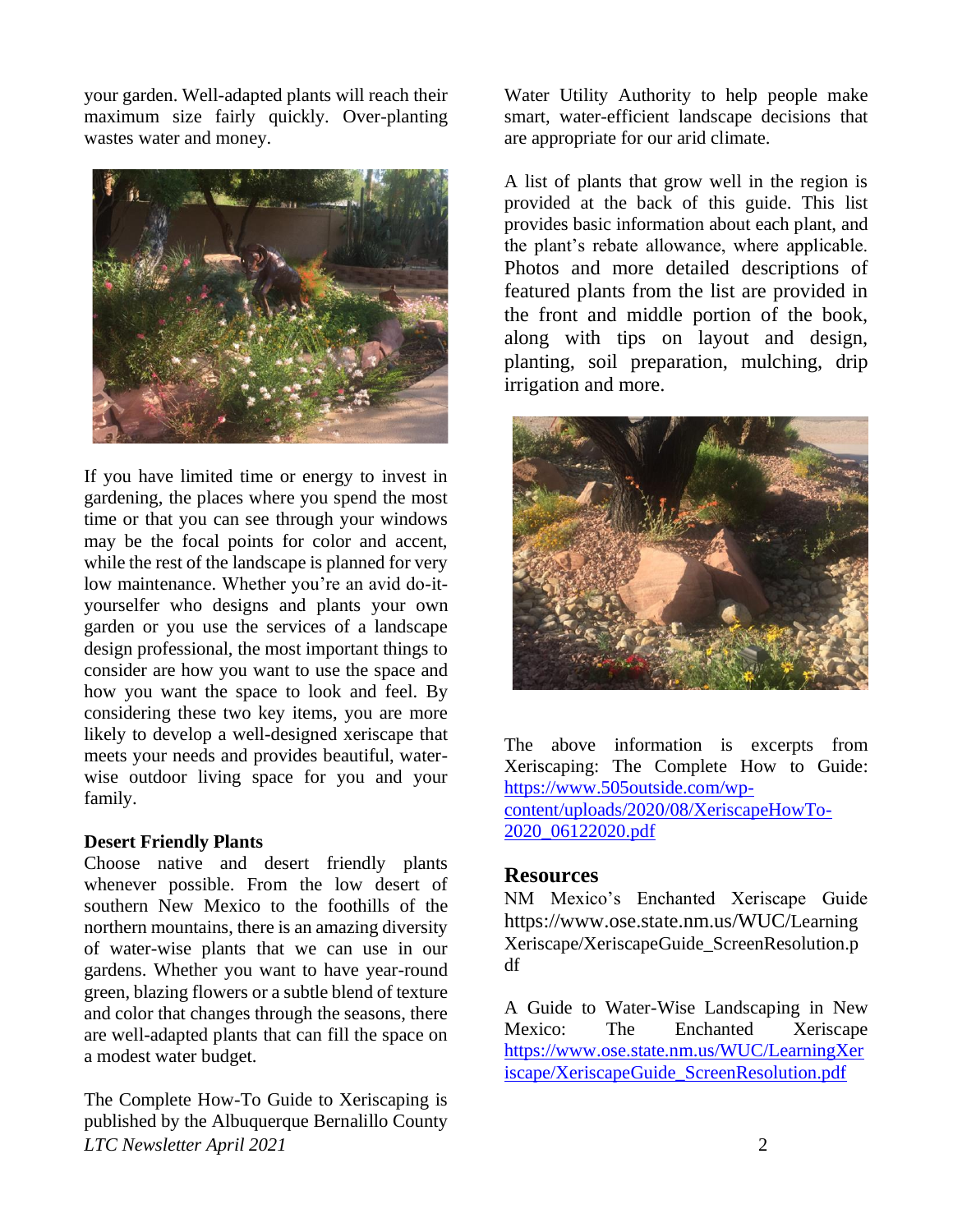your garden. Well-adapted plants will reach their maximum size fairly quickly. Over-planting wastes water and money.

If you have limited time or energy to invest in gardening, the places where you spend the most time or that you can see through your windows may be the focal points for color and accent, while the rest of the landscape is planned for very low maintenance. Whether you're an avid do-it-yourselfer who designs and plants your own garden or you use the services of a landscape design professional, the most important things to consider are how you want to use the space and how you want the space to look and feel. By considering these two key items, you are more likely to develop a well-designed xeriscape that meets your needs and provides beautiful, water-wise outdoor living space for you and your family.

**Desert Friendly Plants**

Choose native and desert friendly plants whenever possible. From the low desert of southern New Mexico to the foothills of the northern mountains, there is an amazing diversity of water-wise plants that we can use in our gardens. Whether you want to have year-round green, blazing flowers or a subtle blend of texture and color that changes through the seasons, there are well-adapted plants that can fill the space on a modest water budget.

The Complete How-To Guide to Xeriscaping is published by the Albuquerque Bernalillo County Water Utility Authority to help people make smart, water-efficient landscape decisions that are appropriate for our arid climate.

A list of plants that grow well in the region is provided at the back of this guide. This list provides basic information about each plant, and the plant's rebate allowance, where applicable. Photos and more detailed descriptions of featured plants from the list are provided in the front and middle portion of the book, along with tips on layout and design, planting, soil preparation, mulching, drip irrigation and more.

The above information is excerpts from Xeriscaping: The Complete How to Guide: https://www.505outside.com/wp-content/uploads/2020/08/XeriscapeHowTo-2020_06122020.pdf

## Resources

NM Mexico's Enchanted Xeriscape Guide https://www.ose.state.nm.us/WUC/Learning Xeriscape/XeriscapeGuide_ScreenResolution.pdf

A Guide to Water-Wise Landscaping in New Mexico: The Enchanted Xeriscape https://www.ose.state.nm.us/WUC/LearningXeriscape/XeriscapeGuide_ScreenResolution.pdf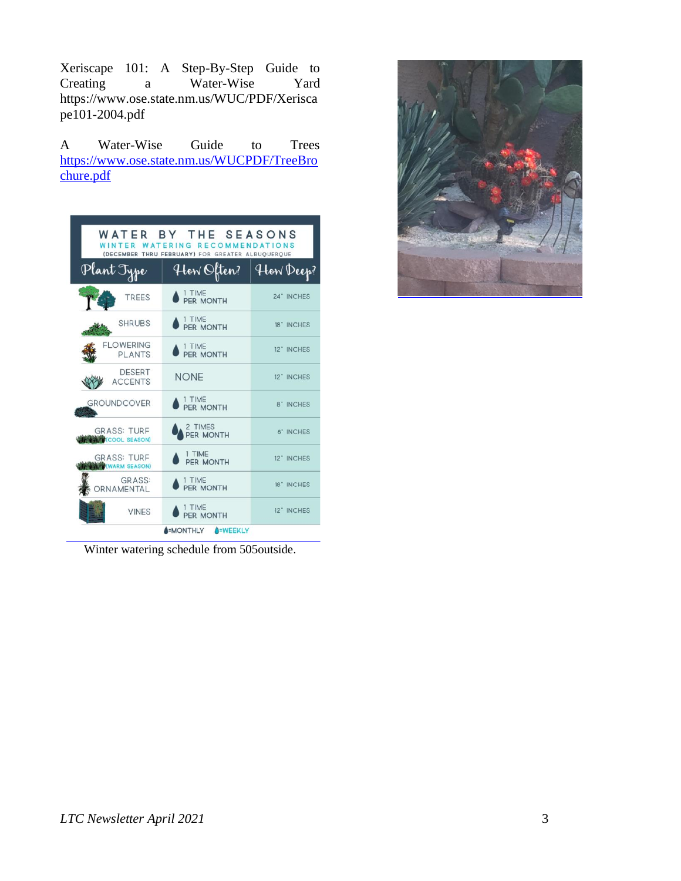Xeriscape 101: A Step-By-Step Guide to Creating a Water-Wise Yard https://www.ose.state.nm.us/WUC/PDF/Xeriscape101-2004.pdf

A Water-Wise Guide to Trees [https://www.ose.state.nm.us/WUCPDF/TreeBrochure.pdf](https://www.ose.state.nm.us/WUCPDF/TreeBrochure.pdf)

**WATER BY THE SEASONS**
WINTER WATERING RECOMMENDATIONS
(DECEMBER THRU FEBRUARY) FOR GREATER ALBUQUERQUE

| Plant Type | How Often? | How Deep? |
|---|---|---|
| TREES | 1 TIME PER MONTH | 24" INCHES |
| SHRUBS | 1 TIME PER MONTH | 18" INCHES |
| FLOWERING PLANTS | 1 TIME PER MONTH | 12" INCHES |
| DESERT ACCENTS | NONE | 12" INCHES |
| GROUNDCOVER | 1 TIME PER MONTH | 8" INCHES |
| GRASS: TURF (COOL SEASON) | 2 TIMES PER MONTH | 6" INCHES |
| GRASS: TURF (WARM SEASON) | 1 TIME PER MONTH | 12" INCHES |
| GRASS: ORNAMENTAL | 1 TIME PER MONTH | 18" INCHES |
| VINES | 1 TIME PER MONTH | 12" INCHES |

=MONTHLY =WEEKLY

Winter watering schedule from 505outside.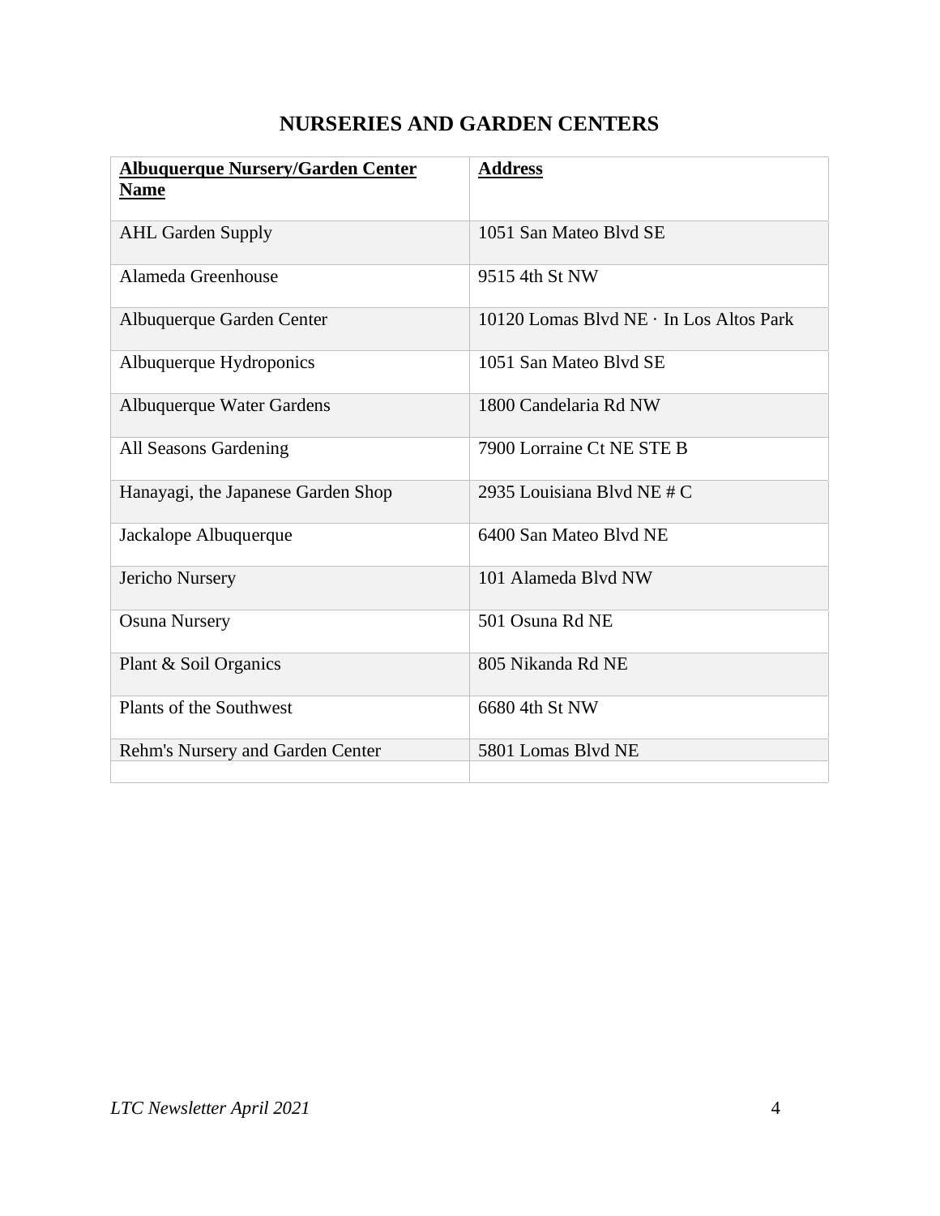# NURSERIES AND GARDEN CENTERS

| **Albuquerque Nursery/Garden Center Name** | **Address** |
|---|---|
| AHL Garden Supply | 1051 San Mateo Blvd SE |
| Alameda Greenhouse | 9515 4th St NW |
| Albuquerque Garden Center | 10120 Lomas Blvd NE · In Los Altos Park |
| Albuquerque Hydroponics | 1051 San Mateo Blvd SE |
| Albuquerque Water Gardens | 1800 Candelaria Rd NW |
| All Seasons Gardening | 7900 Lorraine Ct NE STE B |
| Hanayagi, the Japanese Garden Shop | 2935 Louisiana Blvd NE # C |
| Jackalope Albuquerque | 6400 San Mateo Blvd NE |
| Jericho Nursery | 101 Alameda Blvd NW |
| Osuna Nursery | 501 Osuna Rd NE |
| Plant & Soil Organics | 805 Nikanda Rd NE |
| Plants of the Southwest | 6680 4th St NW |
| Rehm's Nursery and Garden Center | 5801 Lomas Blvd NE |
| | |